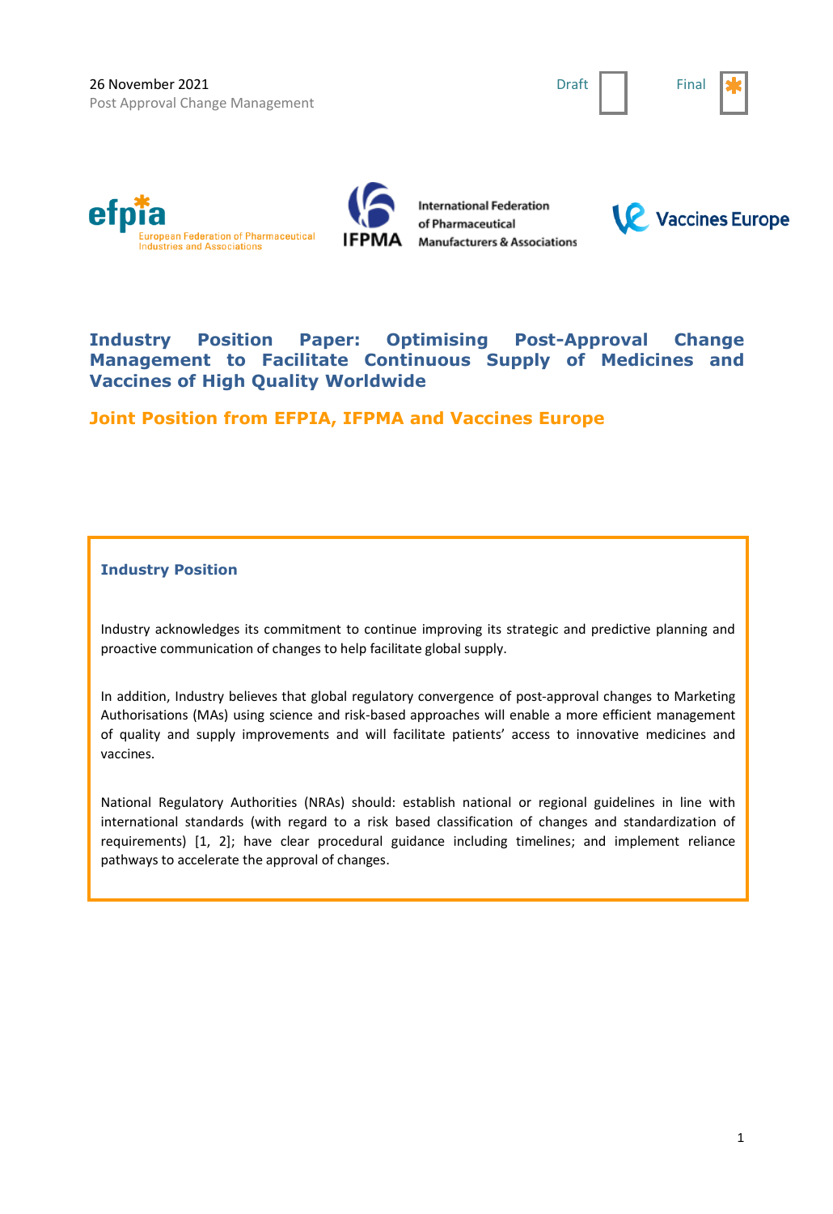26 November 2021

Post Approval Change Management

Draft ☐ Final ☒

# Industry Position Paper: Optimising Post-Approval Change Management to Facilitate Continuous Supply of Medicines and Vaccines of High Quality Worldwide

## Joint Position from EFPIA, IFPMA and Vaccines Europe

### Industry Position

Industry acknowledges its commitment to continue improving its strategic and predictive planning and proactive communication of changes to help facilitate global supply.

In addition, Industry believes that global regulatory convergence of post-approval changes to Marketing Authorisations (MAs) using science and risk-based approaches will enable a more efficient management of quality and supply improvements and will facilitate patients' access to innovative medicines and vaccines.

National Regulatory Authorities (NRAs) should: establish national or regional guidelines in line with international standards (with regard to a risk based classification of changes and standardization of requirements) [1, 2]; have clear procedural guidance including timelines; and implement reliance pathways to accelerate the approval of changes.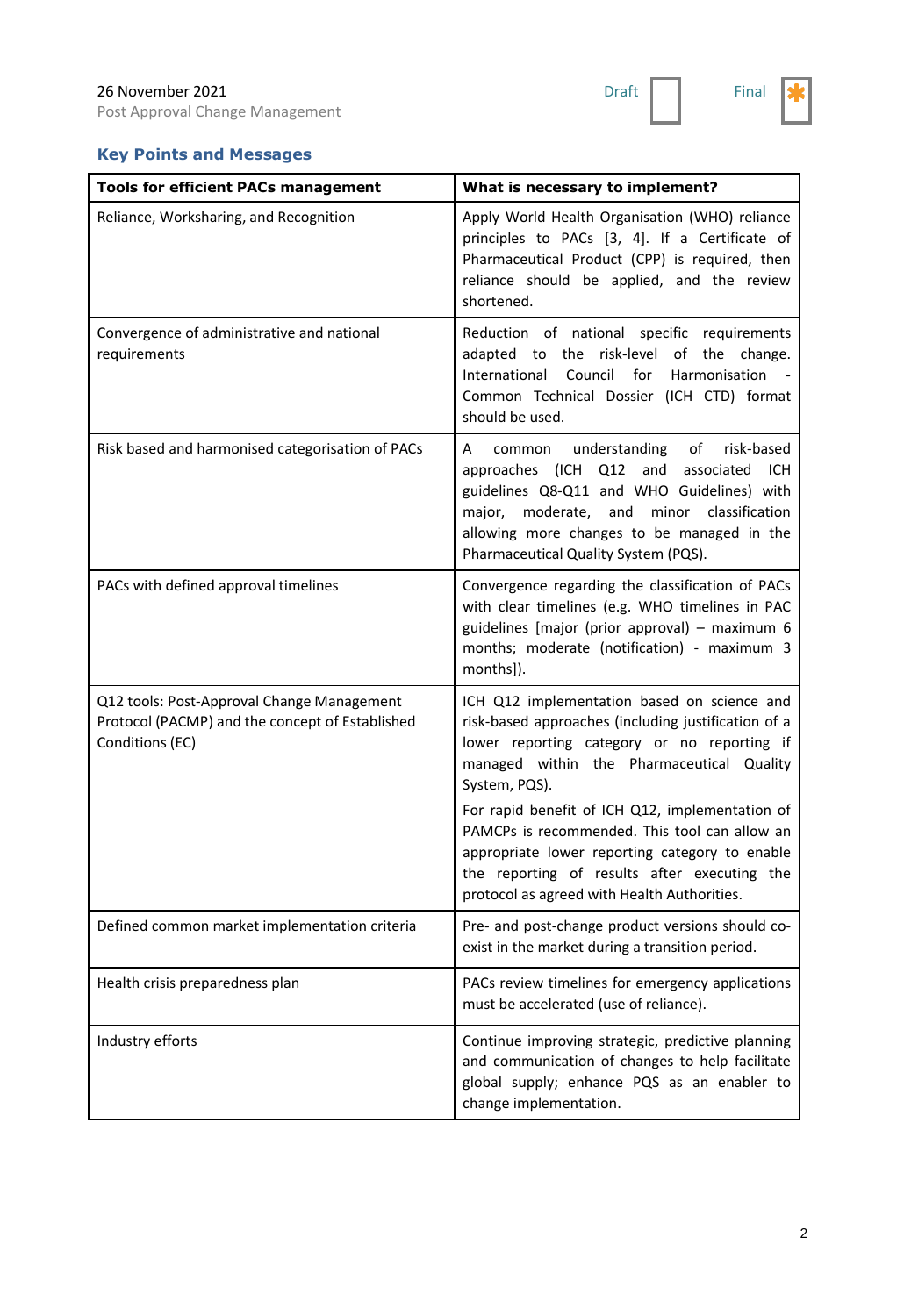## Key Points and Messages

| Tools for efficient PACs management | What is necessary to implement? |
| --- | --- |
| Reliance, Worksharing, and Recognition | Apply World Health Organisation (WHO) reliance principles to PACs [3, 4]. If a Certificate of Pharmaceutical Product (CPP) is required, then reliance should be applied, and the review shortened. |
| Convergence of administrative and national requirements | Reduction of national specific requirements adapted to the risk-level of the change. International Council for Harmonisation - Common Technical Dossier (ICH CTD) format should be used. |
| Risk based and harmonised categorisation of PACs | A common understanding of risk-based approaches (ICH Q12 and associated ICH guidelines Q8-Q11 and WHO Guidelines) with major, moderate, and minor classification allowing more changes to be managed in the Pharmaceutical Quality System (PQS). |
| PACs with defined approval timelines | Convergence regarding the classification of PACs with clear timelines (e.g. WHO timelines in PAC guidelines [major (prior approval) – maximum 6 months; moderate (notification) - maximum 3 months]). |
| Q12 tools: Post-Approval Change Management Protocol (PACMP) and the concept of Established Conditions (EC) | ICH Q12 implementation based on science and risk-based approaches (including justification of a lower reporting category or no reporting if managed within the Pharmaceutical Quality System, PQS).<br><br>For rapid benefit of ICH Q12, implementation of PAMCPs is recommended. This tool can allow an appropriate lower reporting category to enable the reporting of results after executing the protocol as agreed with Health Authorities. |
| Defined common market implementation criteria | Pre- and post-change product versions should co-exist in the market during a transition period. |
| Health crisis preparedness plan | PACs review timelines for emergency applications must be accelerated (use of reliance). |
| Industry efforts | Continue improving strategic, predictive planning and communication of changes to help facilitate global supply; enhance PQS as an enabler to change implementation. |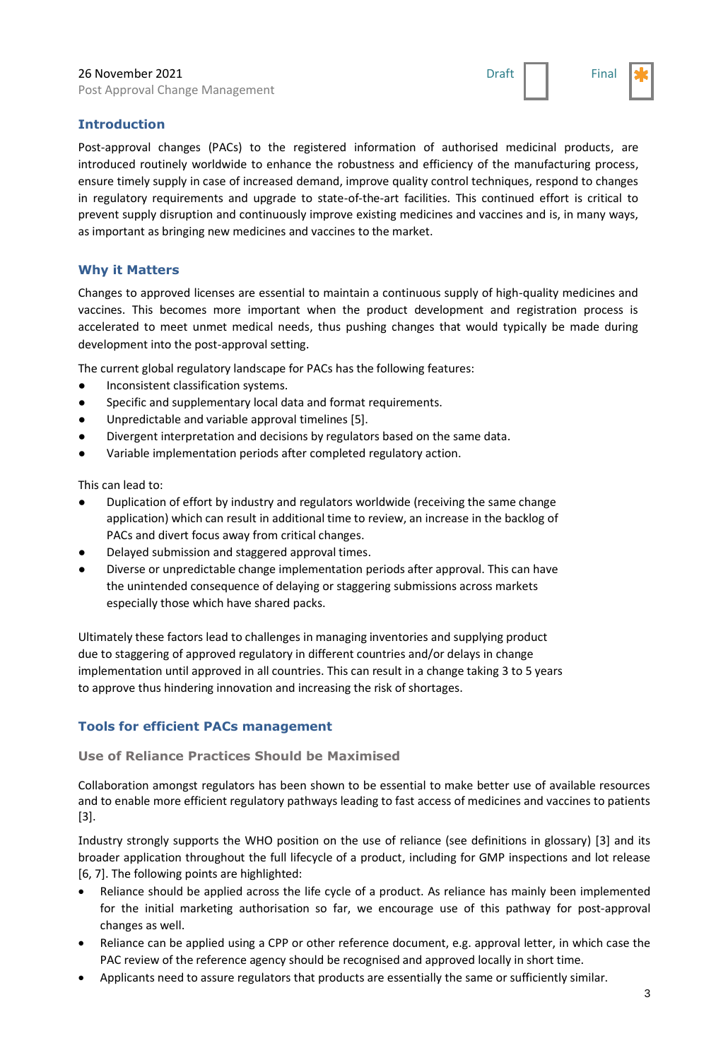## Introduction

Post-approval changes (PACs) to the registered information of authorised medicinal products, are introduced routinely worldwide to enhance the robustness and efficiency of the manufacturing process, ensure timely supply in case of increased demand, improve quality control techniques, respond to changes in regulatory requirements and upgrade to state-of-the-art facilities. This continued effort is critical to prevent supply disruption and continuously improve existing medicines and vaccines and is, in many ways, as important as bringing new medicines and vaccines to the market.

## Why it Matters

Changes to approved licenses are essential to maintain a continuous supply of high-quality medicines and vaccines. This becomes more important when the product development and registration process is accelerated to meet unmet medical needs, thus pushing changes that would typically be made during development into the post-approval setting.

The current global regulatory landscape for PACs has the following features:

- Inconsistent classification systems.
- Specific and supplementary local data and format requirements.
- Unpredictable and variable approval timelines [5].
- Divergent interpretation and decisions by regulators based on the same data.
- Variable implementation periods after completed regulatory action.

This can lead to:

- Duplication of effort by industry and regulators worldwide (receiving the same change application) which can result in additional time to review, an increase in the backlog of PACs and divert focus away from critical changes.
- Delayed submission and staggered approval times.
- Diverse or unpredictable change implementation periods after approval. This can have the unintended consequence of delaying or staggering submissions across markets especially those which have shared packs.

Ultimately these factors lead to challenges in managing inventories and supplying product due to staggering of approved regulatory in different countries and/or delays in change implementation until approved in all countries. This can result in a change taking 3 to 5 years to approve thus hindering innovation and increasing the risk of shortages.

## Tools for efficient PACs management

### Use of Reliance Practices Should be Maximised

Collaboration amongst regulators has been shown to be essential to make better use of available resources and to enable more efficient regulatory pathways leading to fast access of medicines and vaccines to patients [3].

Industry strongly supports the WHO position on the use of reliance (see definitions in glossary) [3] and its broader application throughout the full lifecycle of a product, including for GMP inspections and lot release [6, 7]. The following points are highlighted:

- Reliance should be applied across the life cycle of a product. As reliance has mainly been implemented for the initial marketing authorisation so far, we encourage use of this pathway for post-approval changes as well.
- Reliance can be applied using a CPP or other reference document, e.g. approval letter, in which case the PAC review of the reference agency should be recognised and approved locally in short time.
- Applicants need to assure regulators that products are essentially the same or sufficiently similar.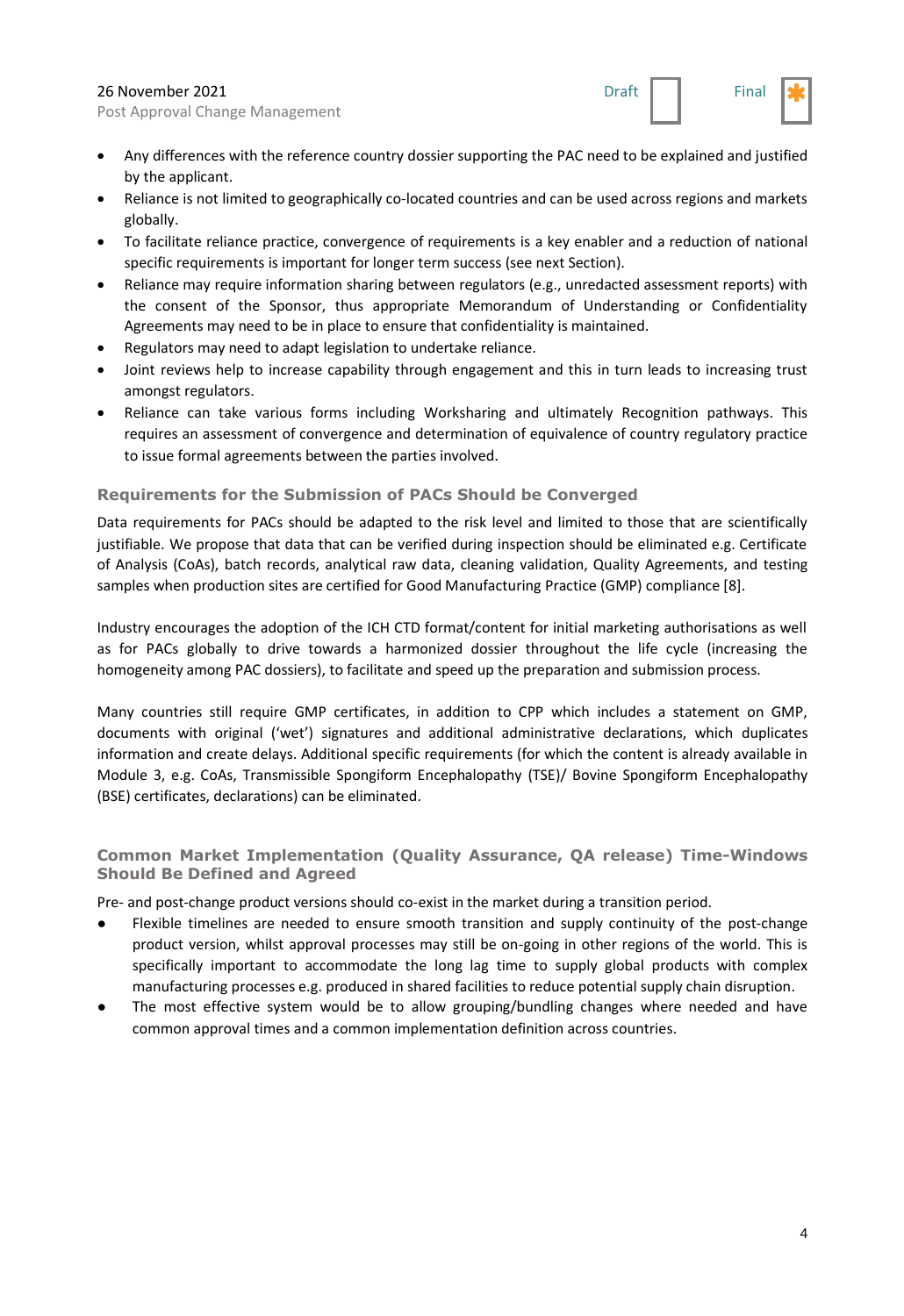- Any differences with the reference country dossier supporting the PAC need to be explained and justified by the applicant.
- Reliance is not limited to geographically co-located countries and can be used across regions and markets globally.
- To facilitate reliance practice, convergence of requirements is a key enabler and a reduction of national specific requirements is important for longer term success (see next Section).
- Reliance may require information sharing between regulators (e.g., unredacted assessment reports) with the consent of the Sponsor, thus appropriate Memorandum of Understanding or Confidentiality Agreements may need to be in place to ensure that confidentiality is maintained.
- Regulators may need to adapt legislation to undertake reliance.
- Joint reviews help to increase capability through engagement and this in turn leads to increasing trust amongst regulators.
- Reliance can take various forms including Worksharing and ultimately Recognition pathways. This requires an assessment of convergence and determination of equivalence of country regulatory practice to issue formal agreements between the parties involved.

### Requirements for the Submission of PACs Should be Converged

Data requirements for PACs should be adapted to the risk level and limited to those that are scientifically justifiable. We propose that data that can be verified during inspection should be eliminated e.g. Certificate of Analysis (CoAs), batch records, analytical raw data, cleaning validation, Quality Agreements, and testing samples when production sites are certified for Good Manufacturing Practice (GMP) compliance [8].

Industry encourages the adoption of the ICH CTD format/content for initial marketing authorisations as well as for PACs globally to drive towards a harmonized dossier throughout the life cycle (increasing the homogeneity among PAC dossiers), to facilitate and speed up the preparation and submission process.

Many countries still require GMP certificates, in addition to CPP which includes a statement on GMP, documents with original ('wet') signatures and additional administrative declarations, which duplicates information and create delays. Additional specific requirements (for which the content is already available in Module 3, e.g. CoAs, Transmissible Spongiform Encephalopathy (TSE)/ Bovine Spongiform Encephalopathy (BSE) certificates, declarations) can be eliminated.

### Common Market Implementation (Quality Assurance, QA release) Time-Windows Should Be Defined and Agreed

Pre- and post-change product versions should co-exist in the market during a transition period.

- Flexible timelines are needed to ensure smooth transition and supply continuity of the post-change product version, whilst approval processes may still be on-going in other regions of the world. This is specifically important to accommodate the long lag time to supply global products with complex manufacturing processes e.g. produced in shared facilities to reduce potential supply chain disruption.
- The most effective system would be to allow grouping/bundling changes where needed and have common approval times and a common implementation definition across countries.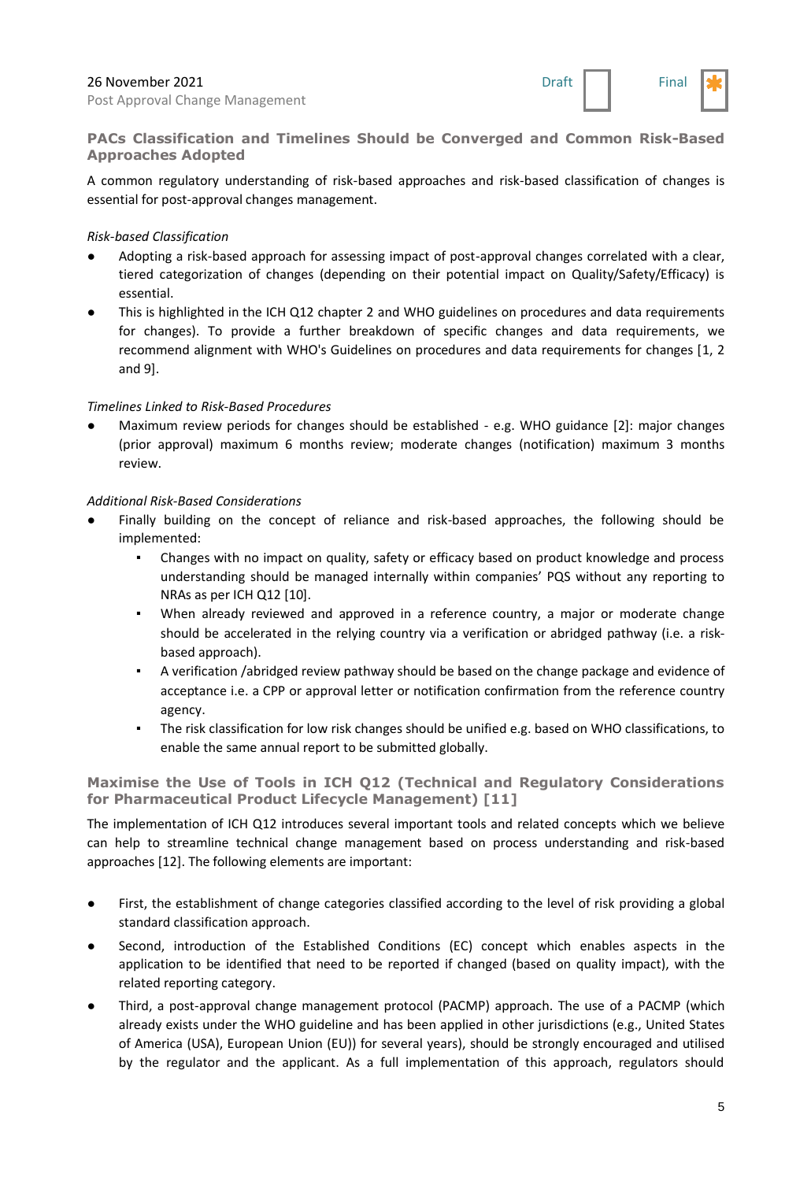### PACs Classification and Timelines Should be Converged and Common Risk-Based Approaches Adopted

A common regulatory understanding of risk-based approaches and risk-based classification of changes is essential for post-approval changes management.

*Risk-based Classification*

- Adopting a risk-based approach for assessing impact of post-approval changes correlated with a clear, tiered categorization of changes (depending on their potential impact on Quality/Safety/Efficacy) is essential.
- This is highlighted in the ICH Q12 chapter 2 and WHO guidelines on procedures and data requirements for changes). To provide a further breakdown of specific changes and data requirements, we recommend alignment with WHO's Guidelines on procedures and data requirements for changes [1, 2 and 9].

*Timelines Linked to Risk-Based Procedures*

- Maximum review periods for changes should be established - e.g. WHO guidance [2]: major changes (prior approval) maximum 6 months review; moderate changes (notification) maximum 3 months review.

*Additional Risk-Based Considerations*

- Finally building on the concept of reliance and risk-based approaches, the following should be implemented:
  - Changes with no impact on quality, safety or efficacy based on product knowledge and process understanding should be managed internally within companies' PQS without any reporting to NRAs as per ICH Q12 [10].
  - When already reviewed and approved in a reference country, a major or moderate change should be accelerated in the relying country via a verification or abridged pathway (i.e. a risk-based approach).
  - A verification /abridged review pathway should be based on the change package and evidence of acceptance i.e. a CPP or approval letter or notification confirmation from the reference country agency.
  - The risk classification for low risk changes should be unified e.g. based on WHO classifications, to enable the same annual report to be submitted globally.

### Maximise the Use of Tools in ICH Q12 (Technical and Regulatory Considerations for Pharmaceutical Product Lifecycle Management) [11]

The implementation of ICH Q12 introduces several important tools and related concepts which we believe can help to streamline technical change management based on process understanding and risk-based approaches [12]. The following elements are important:

- First, the establishment of change categories classified according to the level of risk providing a global standard classification approach.
- Second, introduction of the Established Conditions (EC) concept which enables aspects in the application to be identified that need to be reported if changed (based on quality impact), with the related reporting category.
- Third, a post-approval change management protocol (PACMP) approach. The use of a PACMP (which already exists under the WHO guideline and has been applied in other jurisdictions (e.g., United States of America (USA), European Union (EU)) for several years), should be strongly encouraged and utilised by the regulator and the applicant. As a full implementation of this approach, regulators should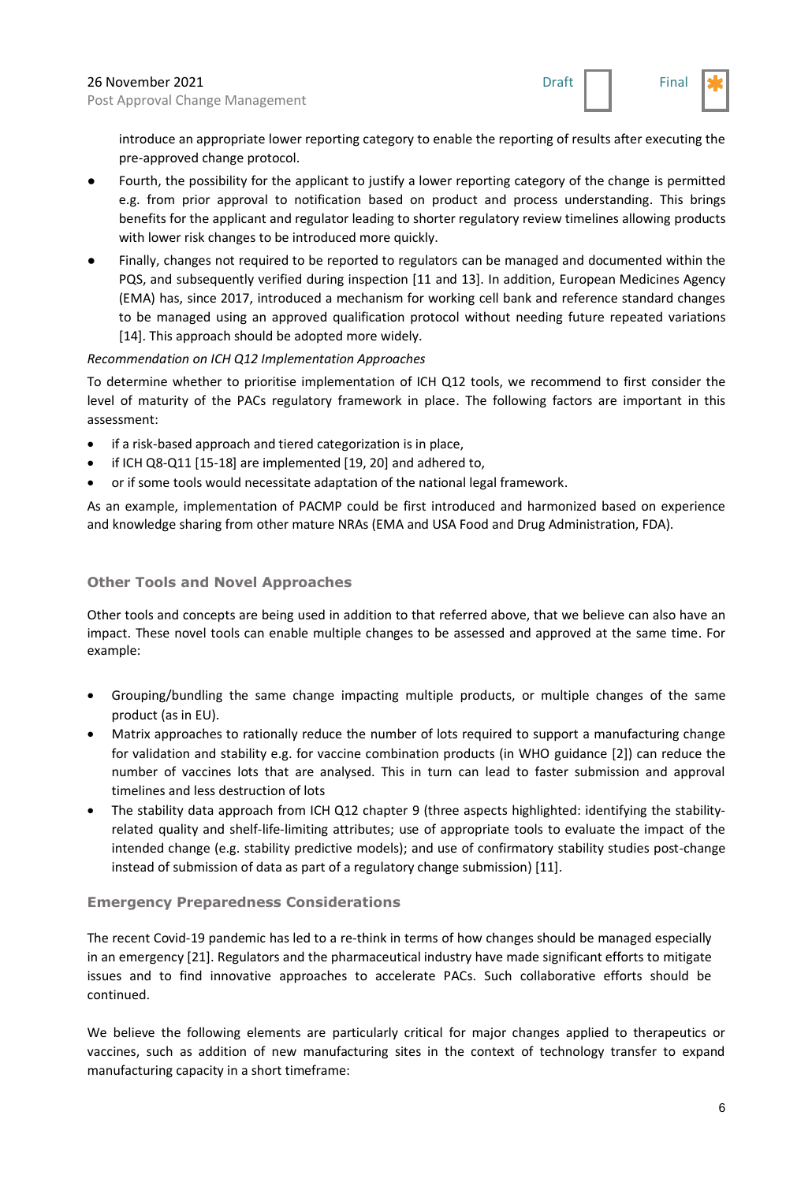introduce an appropriate lower reporting category to enable the reporting of results after executing the pre-approved change protocol.

- Fourth, the possibility for the applicant to justify a lower reporting category of the change is permitted e.g. from prior approval to notification based on product and process understanding. This brings benefits for the applicant and regulator leading to shorter regulatory review timelines allowing products with lower risk changes to be introduced more quickly.
- Finally, changes not required to be reported to regulators can be managed and documented within the PQS, and subsequently verified during inspection [11 and 13]. In addition, European Medicines Agency (EMA) has, since 2017, introduced a mechanism for working cell bank and reference standard changes to be managed using an approved qualification protocol without needing future repeated variations [14]. This approach should be adopted more widely.

*Recommendation on ICH Q12 Implementation Approaches*

To determine whether to prioritise implementation of ICH Q12 tools, we recommend to first consider the level of maturity of the PACs regulatory framework in place. The following factors are important in this assessment:

- if a risk-based approach and tiered categorization is in place,
- if ICH Q8-Q11 [15-18] are implemented [19, 20] and adhered to,
- or if some tools would necessitate adaptation of the national legal framework.

As an example, implementation of PACMP could be first introduced and harmonized based on experience and knowledge sharing from other mature NRAs (EMA and USA Food and Drug Administration, FDA).

## Other Tools and Novel Approaches

Other tools and concepts are being used in addition to that referred above, that we believe can also have an impact. These novel tools can enable multiple changes to be assessed and approved at the same time. For example:

- Grouping/bundling the same change impacting multiple products, or multiple changes of the same product (as in EU).
- Matrix approaches to rationally reduce the number of lots required to support a manufacturing change for validation and stability e.g. for vaccine combination products (in WHO guidance [2]) can reduce the number of vaccines lots that are analysed. This in turn can lead to faster submission and approval timelines and less destruction of lots
- The stability data approach from ICH Q12 chapter 9 (three aspects highlighted: identifying the stability-related quality and shelf-life-limiting attributes; use of appropriate tools to evaluate the impact of the intended change (e.g. stability predictive models); and use of confirmatory stability studies post-change instead of submission of data as part of a regulatory change submission) [11].

## Emergency Preparedness Considerations

The recent Covid-19 pandemic has led to a re-think in terms of how changes should be managed especially in an emergency [21]. Regulators and the pharmaceutical industry have made significant efforts to mitigate issues and to find innovative approaches to accelerate PACs. Such collaborative efforts should be continued.

We believe the following elements are particularly critical for major changes applied to therapeutics or vaccines, such as addition of new manufacturing sites in the context of technology transfer to expand manufacturing capacity in a short timeframe: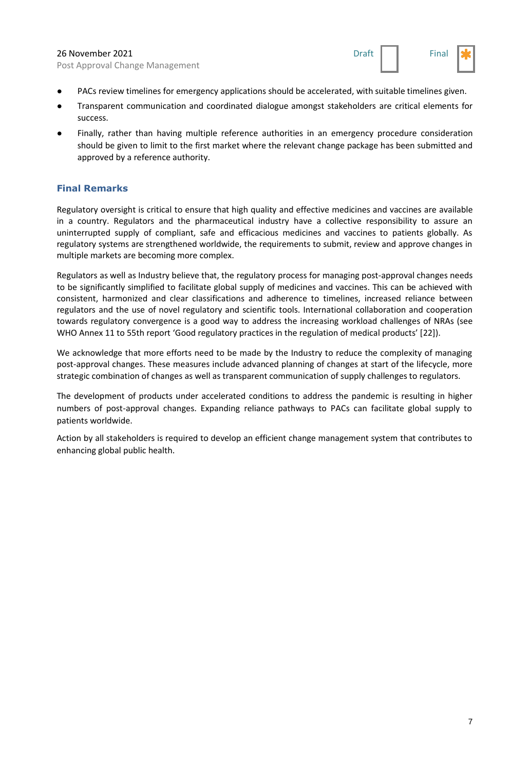- PACs review timelines for emergency applications should be accelerated, with suitable timelines given.
- Transparent communication and coordinated dialogue amongst stakeholders are critical elements for success.
- Finally, rather than having multiple reference authorities in an emergency procedure consideration should be given to limit to the first market where the relevant change package has been submitted and approved by a reference authority.

## Final Remarks

Regulatory oversight is critical to ensure that high quality and effective medicines and vaccines are available in a country. Regulators and the pharmaceutical industry have a collective responsibility to assure an uninterrupted supply of compliant, safe and efficacious medicines and vaccines to patients globally. As regulatory systems are strengthened worldwide, the requirements to submit, review and approve changes in multiple markets are becoming more complex.

Regulators as well as Industry believe that, the regulatory process for managing post-approval changes needs to be significantly simplified to facilitate global supply of medicines and vaccines. This can be achieved with consistent, harmonized and clear classifications and adherence to timelines, increased reliance between regulators and the use of novel regulatory and scientific tools. International collaboration and cooperation towards regulatory convergence is a good way to address the increasing workload challenges of NRAs (see WHO Annex 11 to 55th report 'Good regulatory practices in the regulation of medical products' [22]).

We acknowledge that more efforts need to be made by the Industry to reduce the complexity of managing post-approval changes. These measures include advanced planning of changes at start of the lifecycle, more strategic combination of changes as well as transparent communication of supply challenges to regulators.

The development of products under accelerated conditions to address the pandemic is resulting in higher numbers of post-approval changes. Expanding reliance pathways to PACs can facilitate global supply to patients worldwide.

Action by all stakeholders is required to develop an efficient change management system that contributes to enhancing global public health.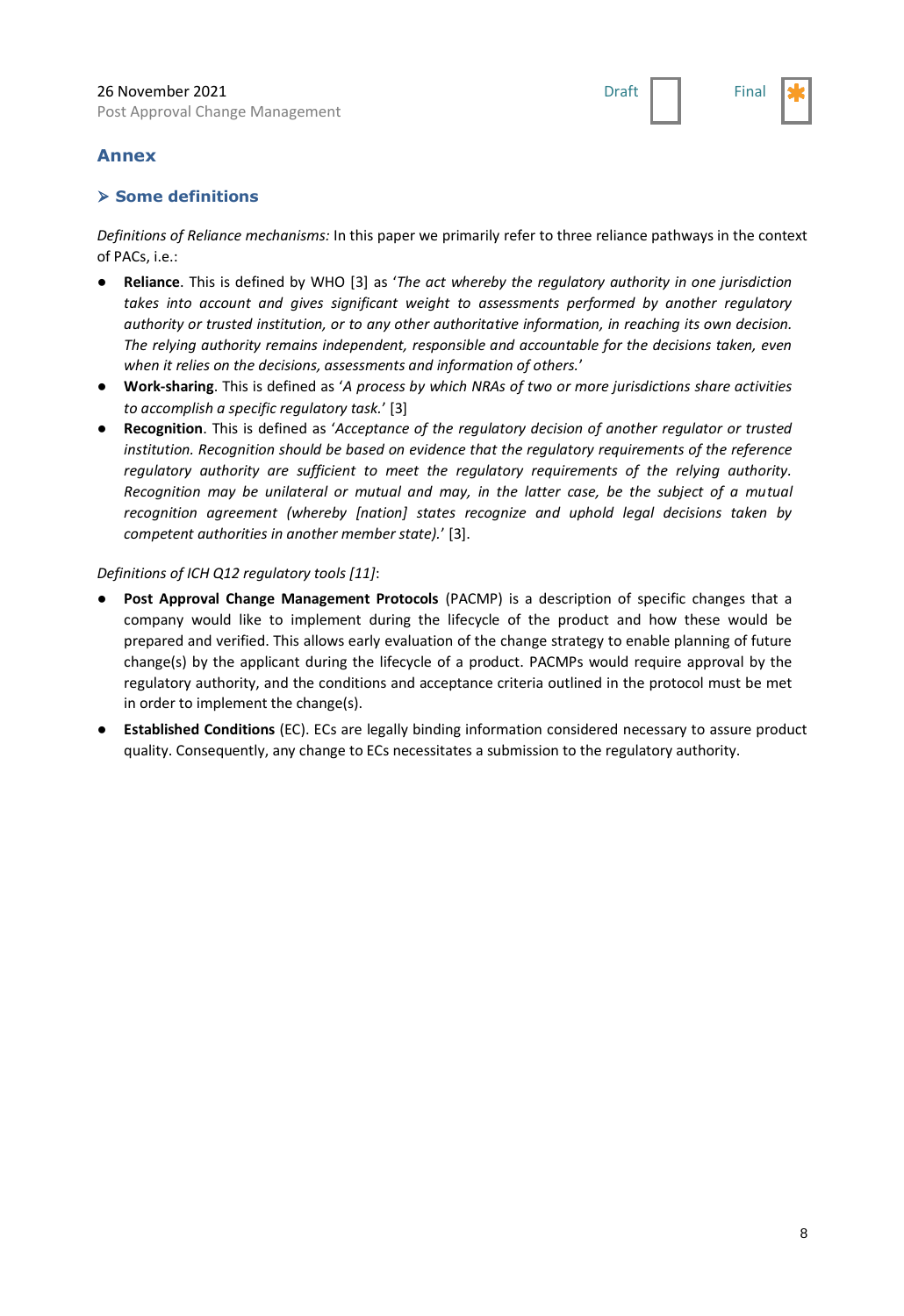## Annex

### ➢ Some definitions

*Definitions of Reliance mechanisms:* In this paper we primarily refer to three reliance pathways in the context of PACs, i.e.:

- **Reliance**. This is defined by WHO [3] as '*The act whereby the regulatory authority in one jurisdiction takes into account and gives significant weight to assessments performed by another regulatory authority or trusted institution, or to any other authoritative information, in reaching its own decision. The relying authority remains independent, responsible and accountable for the decisions taken, even when it relies on the decisions, assessments and information of others.*'
- **Work-sharing**. This is defined as '*A process by which NRAs of two or more jurisdictions share activities to accomplish a specific regulatory task.*' [3]
- **Recognition**. This is defined as '*Acceptance of the regulatory decision of another regulator or trusted institution. Recognition should be based on evidence that the regulatory requirements of the reference regulatory authority are sufficient to meet the regulatory requirements of the relying authority. Recognition may be unilateral or mutual and may, in the latter case, be the subject of a mutual recognition agreement (whereby [nation] states recognize and uphold legal decisions taken by competent authorities in another member state).*' [3].

*Definitions of ICH Q12 regulatory tools [11]*:

- **Post Approval Change Management Protocols** (PACMP) is a description of specific changes that a company would like to implement during the lifecycle of the product and how these would be prepared and verified. This allows early evaluation of the change strategy to enable planning of future change(s) by the applicant during the lifecycle of a product. PACMPs would require approval by the regulatory authority, and the conditions and acceptance criteria outlined in the protocol must be met in order to implement the change(s).
- **Established Conditions** (EC). ECs are legally binding information considered necessary to assure product quality. Consequently, any change to ECs necessitates a submission to the regulatory authority.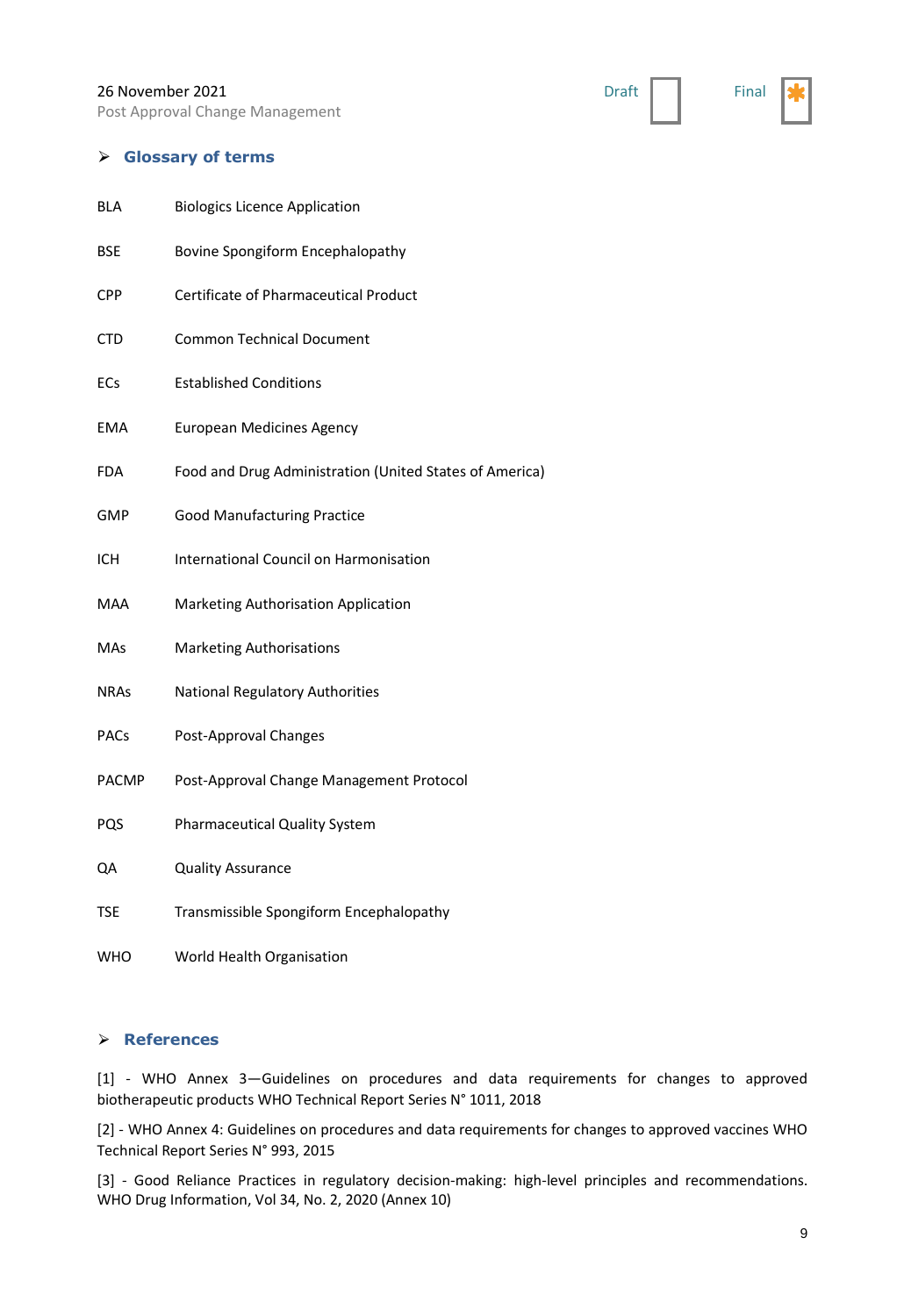## Glossary of terms

| | |
|---|---|
| BLA | Biologics Licence Application |
| BSE | Bovine Spongiform Encephalopathy |
| CPP | Certificate of Pharmaceutical Product |
| CTD | Common Technical Document |
| ECs | Established Conditions |
| EMA | European Medicines Agency |
| FDA | Food and Drug Administration (United States of America) |
| GMP | Good Manufacturing Practice |
| ICH | International Council on Harmonisation |
| MAA | Marketing Authorisation Application |
| MAs | Marketing Authorisations |
| NRAs | National Regulatory Authorities |
| PACs | Post-Approval Changes |
| PACMP | Post-Approval Change Management Protocol |
| PQS | Pharmaceutical Quality System |
| QA | Quality Assurance |
| TSE | Transmissible Spongiform Encephalopathy |
| WHO | World Health Organisation |

## References

[1] - WHO Annex 3—Guidelines on procedures and data requirements for changes to approved biotherapeutic products WHO Technical Report Series N° 1011, 2018

[2] - WHO Annex 4: Guidelines on procedures and data requirements for changes to approved vaccines WHO Technical Report Series N° 993, 2015

[3] - Good Reliance Practices in regulatory decision-making: high-level principles and recommendations. WHO Drug Information, Vol 34, No. 2, 2020 (Annex 10)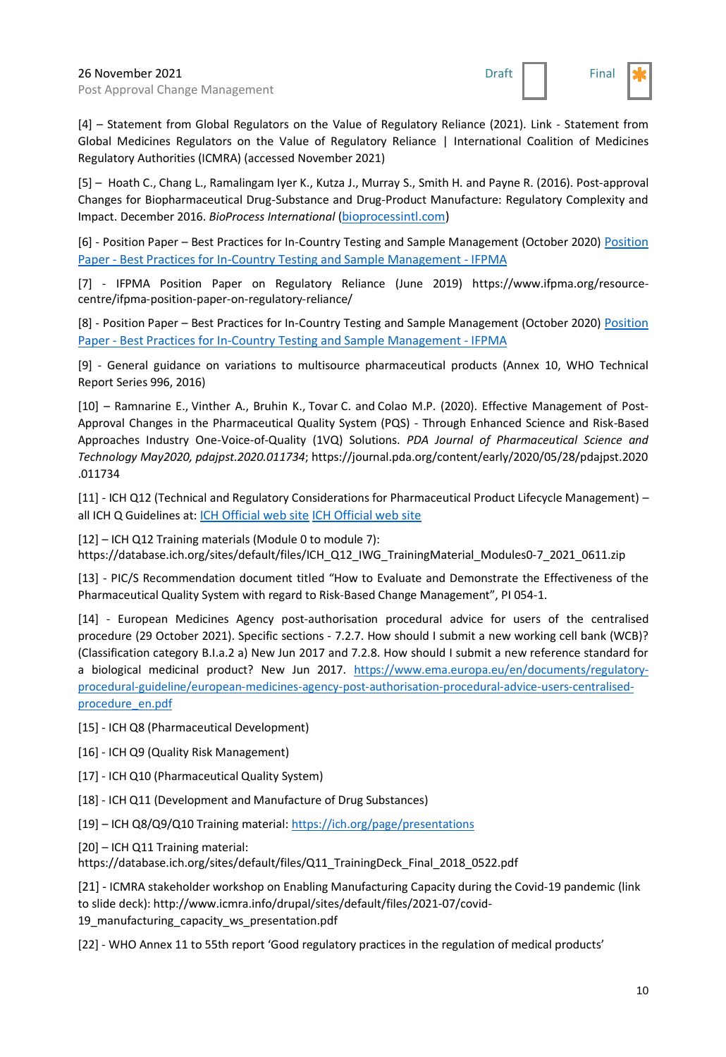[4] – Statement from Global Regulators on the Value of Regulatory Reliance (2021). Link - Statement from Global Medicines Regulators on the Value of Regulatory Reliance | International Coalition of Medicines Regulatory Authorities (ICMRA) (accessed November 2021)

[5] – Hoath C., Chang L., Ramalingam Iyer K., Kutza J., Murray S., Smith H. and Payne R. (2016). Post-approval Changes for Biopharmaceutical Drug-Substance and Drug-Product Manufacture: Regulatory Complexity and Impact. December 2016. *BioProcess International* (bioprocessintl.com)

[6] - Position Paper – Best Practices for In-Country Testing and Sample Management (October 2020) Position Paper - Best Practices for In-Country Testing and Sample Management - IFPMA

[7] - IFPMA Position Paper on Regulatory Reliance (June 2019) https://www.ifpma.org/resource-centre/ifpma-position-paper-on-regulatory-reliance/

[8] - Position Paper – Best Practices for In-Country Testing and Sample Management (October 2020) Position Paper - Best Practices for In-Country Testing and Sample Management - IFPMA

[9] - General guidance on variations to multisource pharmaceutical products (Annex 10, WHO Technical Report Series 996, 2016)

[10] – Ramnarine E., Vinther A., Bruhin K., Tovar C. and Colao M.P. (2020). Effective Management of Post-Approval Changes in the Pharmaceutical Quality System (PQS) - Through Enhanced Science and Risk-Based Approaches Industry One-Voice-of-Quality (1VQ) Solutions. *PDA Journal of Pharmaceutical Science and Technology May2020, pdajpst.2020.011734*; https://journal.pda.org/content/early/2020/05/28/pdajpst.2020.011734

[11] - ICH Q12 (Technical and Regulatory Considerations for Pharmaceutical Product Lifecycle Management) – all ICH Q Guidelines at: ICH Official web site ICH Official web site

[12] – ICH Q12 Training materials (Module 0 to module 7): https://database.ich.org/sites/default/files/ICH_Q12_IWG_TrainingMaterial_Modules0-7_2021_0611.zip

[13] - PIC/S Recommendation document titled "How to Evaluate and Demonstrate the Effectiveness of the Pharmaceutical Quality System with regard to Risk-Based Change Management", PI 054-1.

[14] - European Medicines Agency post-authorisation procedural advice for users of the centralised procedure (29 October 2021). Specific sections - 7.2.7. How should I submit a new working cell bank (WCB)? (Classification category B.I.a.2 a) New Jun 2017 and 7.2.8. How should I submit a new reference standard for a biological medicinal product? New Jun 2017. https://www.ema.europa.eu/en/documents/regulatory-procedural-guideline/european-medicines-agency-post-authorisation-procedural-advice-users-centralised-procedure_en.pdf

[15] - ICH Q8 (Pharmaceutical Development)

[16] - ICH Q9 (Quality Risk Management)

[17] - ICH Q10 (Pharmaceutical Quality System)

[18] - ICH Q11 (Development and Manufacture of Drug Substances)

[19] – ICH Q8/Q9/Q10 Training material: https://ich.org/page/presentations

[20] – ICH Q11 Training material: https://database.ich.org/sites/default/files/Q11_TrainingDeck_Final_2018_0522.pdf

[21] - ICMRA stakeholder workshop on Enabling Manufacturing Capacity during the Covid-19 pandemic (link to slide deck): http://www.icmra.info/drupal/sites/default/files/2021-07/covid-19_manufacturing_capacity_ws_presentation.pdf

[22] - WHO Annex 11 to 55th report 'Good regulatory practices in the regulation of medical products'